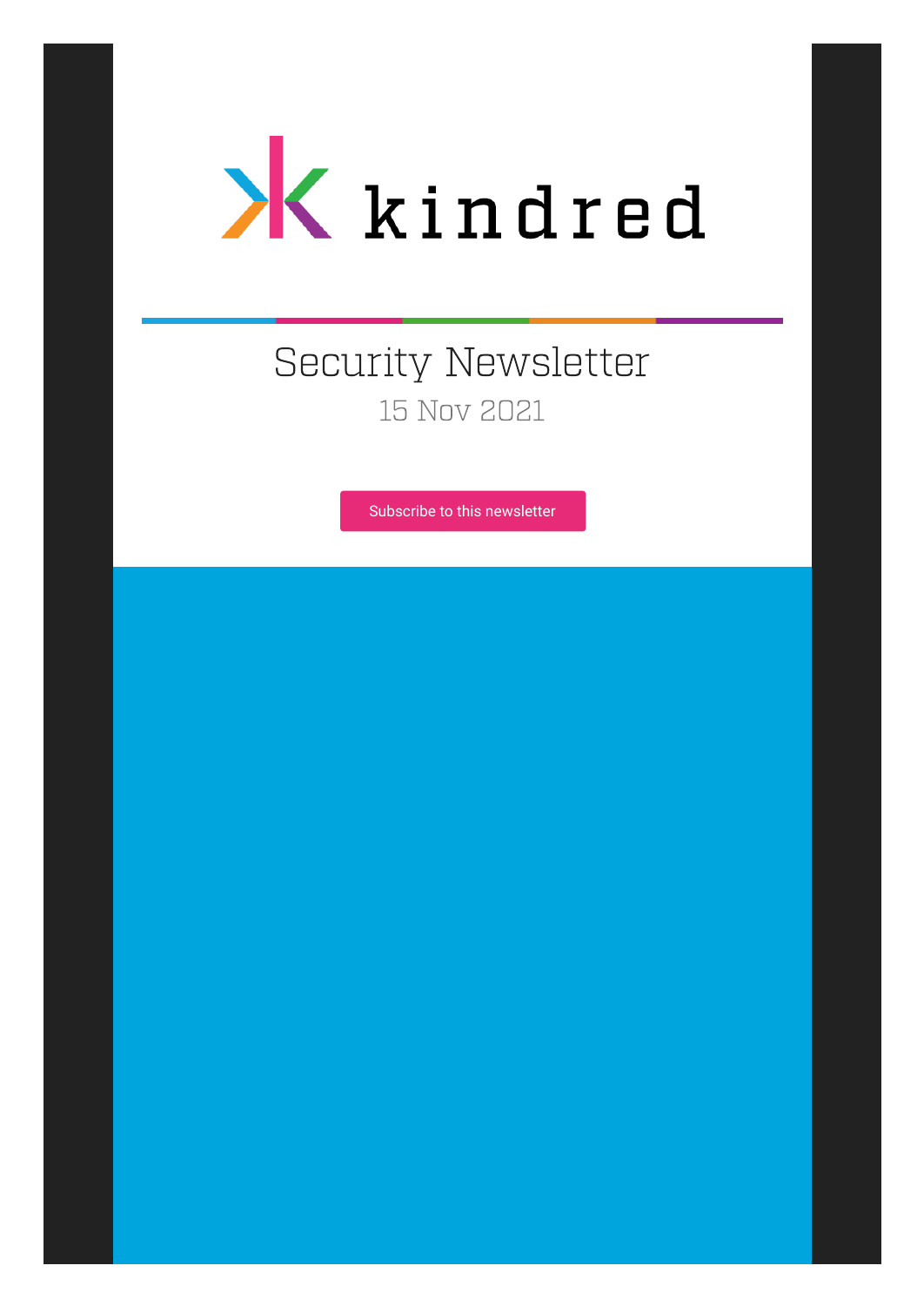kindred

# Security Newsletter

15 Nov 2021

Subscribe to this newsletter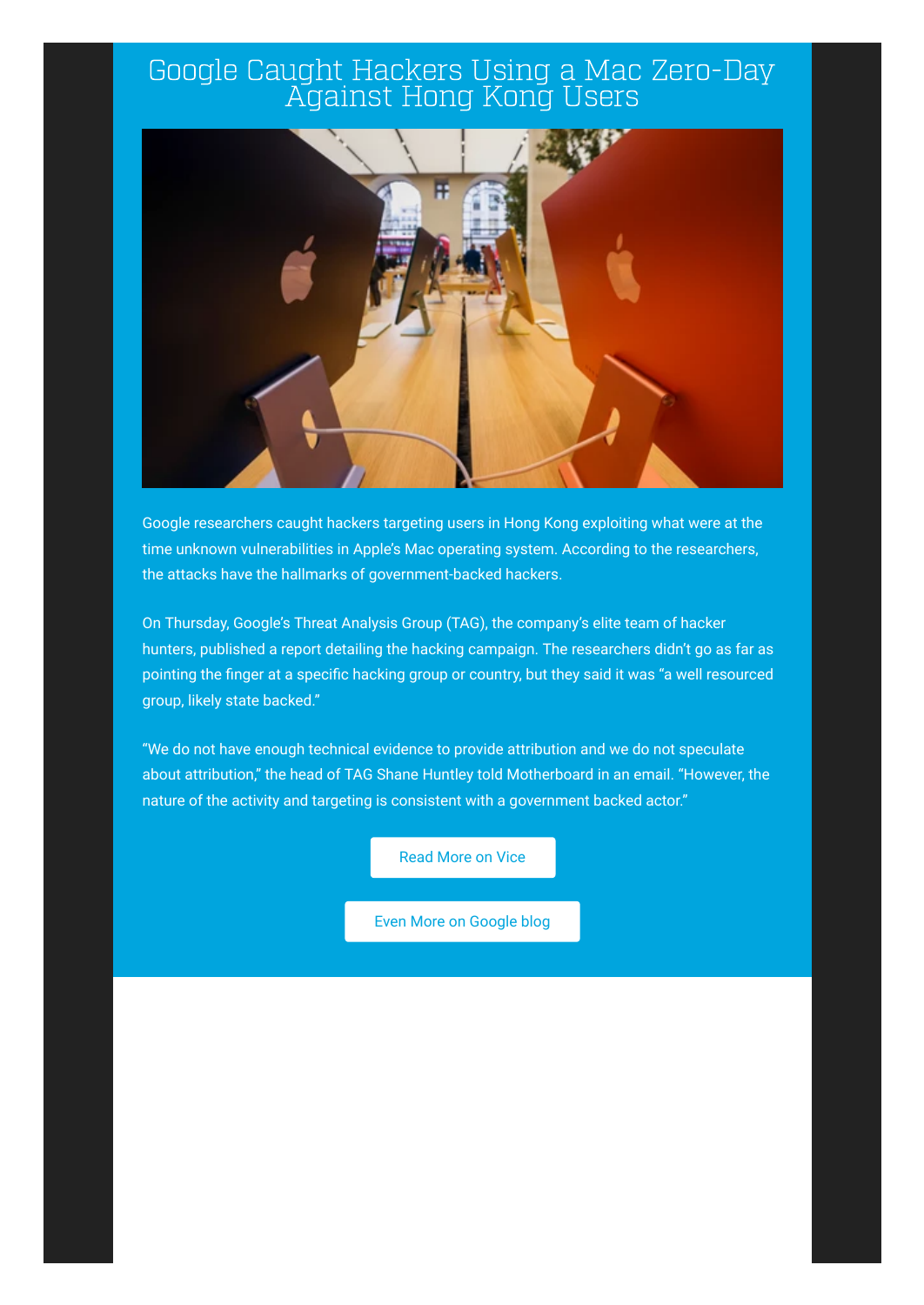# Google Caught Hackers Using a Mac Zero-Day Against Hong Kong Users

Google researchers caught hackers targeting users in Hong Kong exploiting what were at the time unknown vulnerabilities in Apple's Mac operating system. According to the researchers, the attacks have the hallmarks of government-backed hackers.

On Thursday, Google's Threat Analysis Group (TAG), the company's elite team of hacker hunters, published a report detailing the hacking campaign. The researchers didn't go as far as pointing the finger at a specific hacking group or country, but they said it was "a well resourced group, likely state backed."

"We do not have enough technical evidence to provide attribution and we do not speculate about attribution," the head of TAG Shane Huntley told Motherboard in an email. "However, the nature of the activity and targeting is consistent with a government backed actor."

Read More on Vice

Even More on Google blog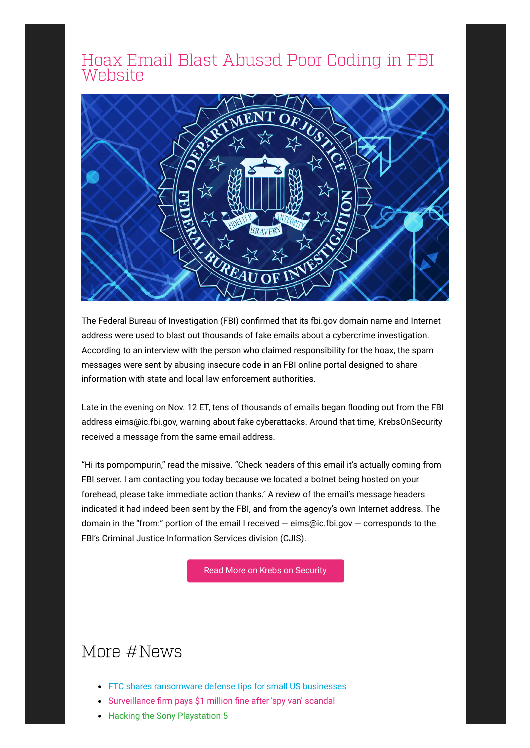# Hoax Email Blast Abused Poor Coding in FBI Website

The Federal Bureau of Investigation (FBI) confirmed that its fbi.gov domain name and Internet address were used to blast out thousands of fake emails about a cybercrime investigation. According to an interview with the person who claimed responsibility for the hoax, the spam messages were sent by abusing insecure code in an FBI online portal designed to share information with state and local law enforcement authorities.

Late in the evening on Nov. 12 ET, tens of thousands of emails began flooding out from the FBI address eims@ic.fbi.gov, warning about fake cyberattacks. Around that time, KrebsOnSecurity received a message from the same email address.

"Hi its pompompurin," read the missive. "Check headers of this email it's actually coming from FBI server. I am contacting you today because we located a botnet being hosted on your forehead, please take immediate action thanks." A review of the email's message headers indicated it had indeed been sent by the FBI, and from the agency's own Internet address. The domain in the "from:" portion of the email I received — eims@ic.fbi.gov — corresponds to the FBI's Criminal Justice Information Services division (CJIS).

Read More on Krebs on Security

## More #News

- FTC shares ransomware defense tips for small US businesses
- Surveillance firm pays $1 million fine after 'spy van' scandal
- Hacking the Sony Playstation 5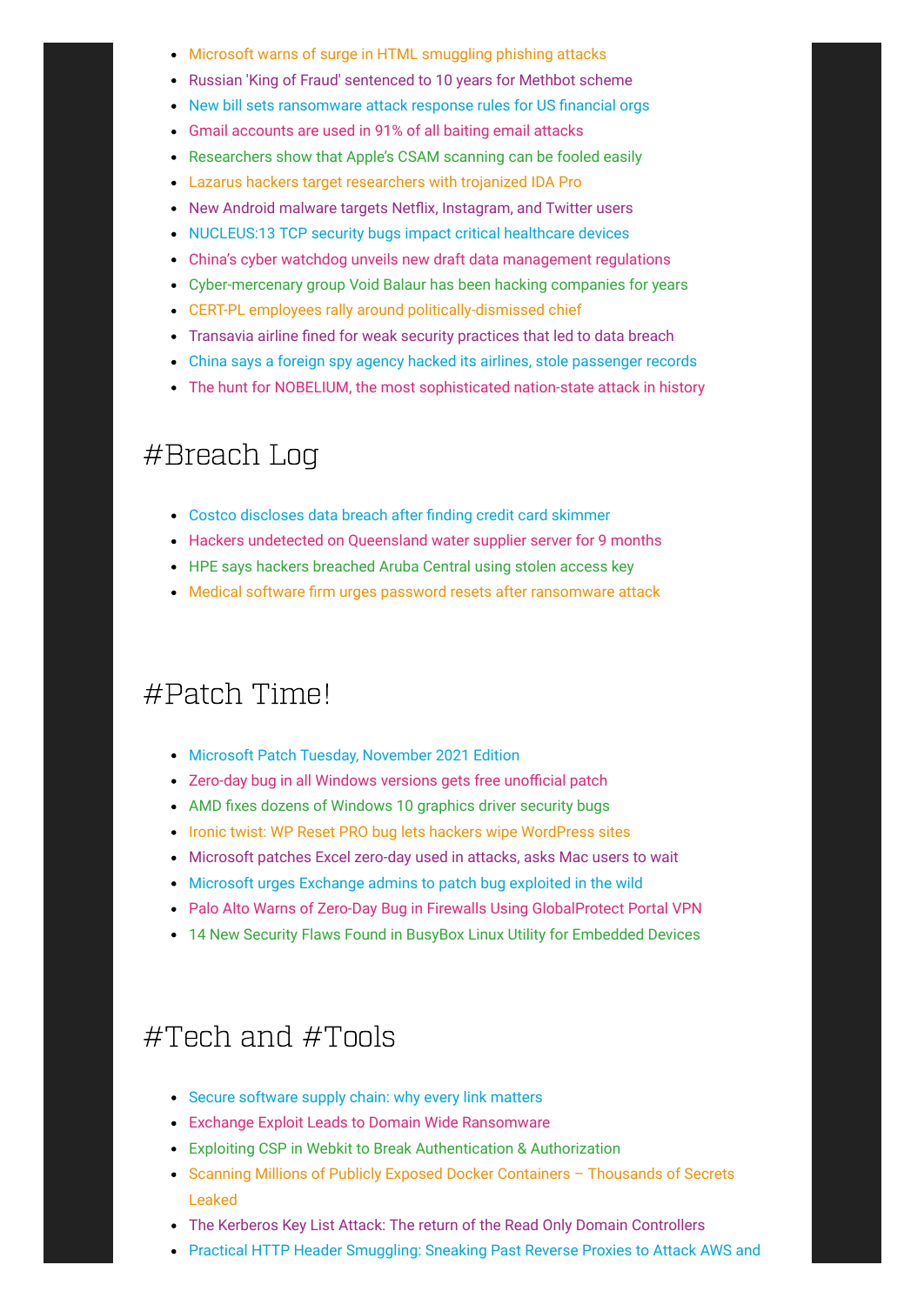- Microsoft warns of surge in HTML smuggling phishing attacks
- Russian 'King of Fraud' sentenced to 10 years for Methbot scheme
- New bill sets ransomware attack response rules for US financial orgs
- Gmail accounts are used in 91% of all baiting email attacks
- Researchers show that Apple's CSAM scanning can be fooled easily
- Lazarus hackers target researchers with trojanized IDA Pro
- New Android malware targets Netflix, Instagram, and Twitter users
- NUCLEUS:13 TCP security bugs impact critical healthcare devices
- China's cyber watchdog unveils new draft data management regulations
- Cyber-mercenary group Void Balaur has been hacking companies for years
- CERT-PL employees rally around politically-dismissed chief
- Transavia airline fined for weak security practices that led to data breach
- China says a foreign spy agency hacked its airlines, stole passenger records
- The hunt for NOBELIUM, the most sophisticated nation-state attack in history

# #Breach Log

- Costco discloses data breach after finding credit card skimmer
- Hackers undetected on Queensland water supplier server for 9 months
- HPE says hackers breached Aruba Central using stolen access key
- Medical software firm urges password resets after ransomware attack

# #Patch Time!

- Microsoft Patch Tuesday, November 2021 Edition
- Zero-day bug in all Windows versions gets free unofficial patch
- AMD fixes dozens of Windows 10 graphics driver security bugs
- Ironic twist: WP Reset PRO bug lets hackers wipe WordPress sites
- Microsoft patches Excel zero-day used in attacks, asks Mac users to wait
- Microsoft urges Exchange admins to patch bug exploited in the wild
- Palo Alto Warns of Zero-Day Bug in Firewalls Using GlobalProtect Portal VPN
- 14 New Security Flaws Found in BusyBox Linux Utility for Embedded Devices

# #Tech and #Tools

- Secure software supply chain: why every link matters
- Exchange Exploit Leads to Domain Wide Ransomware
- Exploiting CSP in Webkit to Break Authentication & Authorization
- Scanning Millions of Publicly Exposed Docker Containers – Thousands of Secrets Leaked
- The Kerberos Key List Attack: The return of the Read Only Domain Controllers
- Practical HTTP Header Smuggling: Sneaking Past Reverse Proxies to Attack AWS and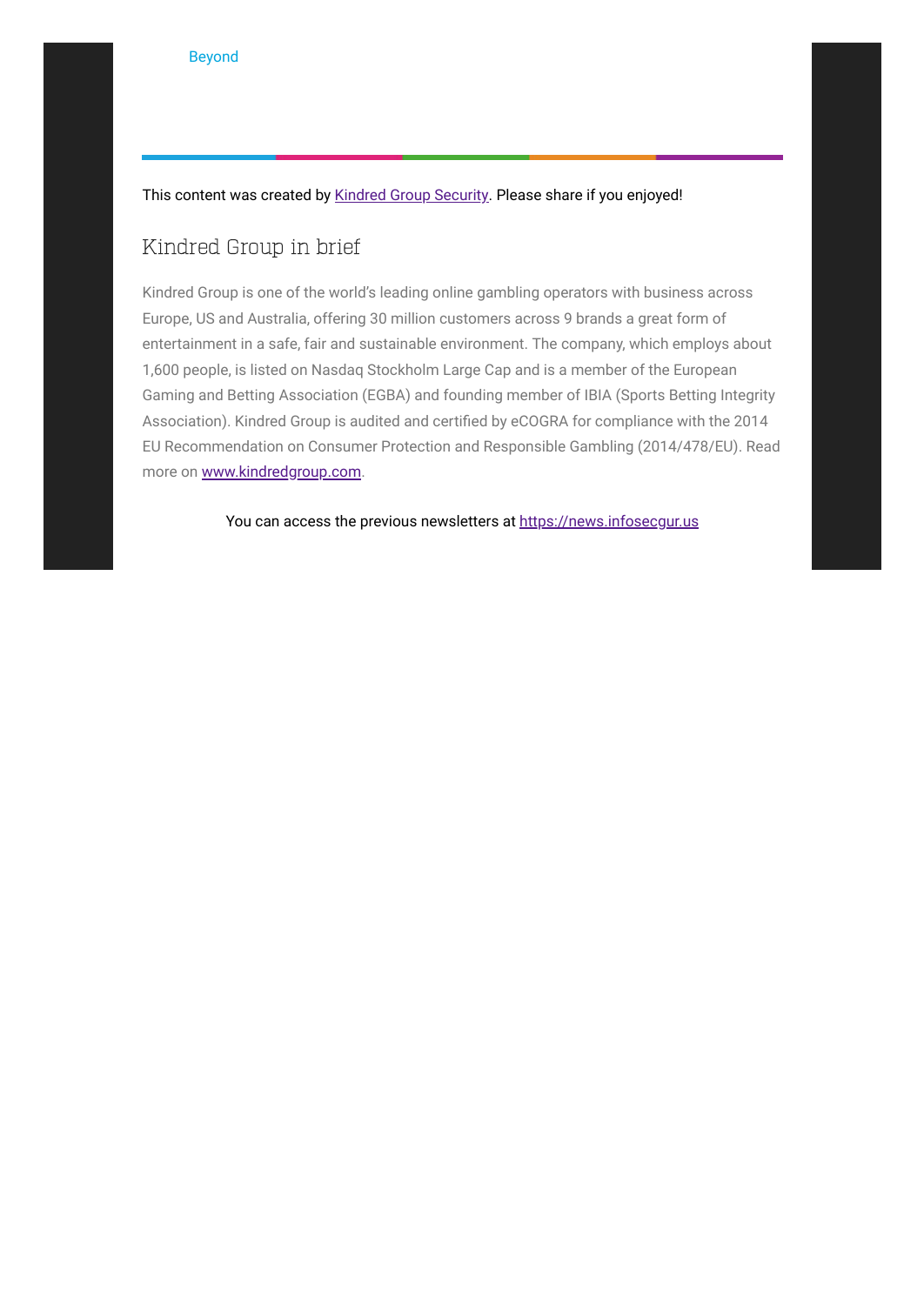Beyond

This content was created by [Kindred Group Security](). Please share if you enjoyed!

## Kindred Group in brief

Kindred Group is one of the world's leading online gambling operators with business across Europe, US and Australia, offering 30 million customers across 9 brands a great form of entertainment in a safe, fair and sustainable environment. The company, which employs about 1,600 people, is listed on Nasdaq Stockholm Large Cap and is a member of the European Gaming and Betting Association (EGBA) and founding member of IBIA (Sports Betting Integrity Association). Kindred Group is audited and certified by eCOGRA for compliance with the 2014 EU Recommendation on Consumer Protection and Responsible Gambling (2014/478/EU). Read more on [www.kindredgroup.com](http://www.kindredgroup.com).

You can access the previous newsletters at [https://news.infosecgur.us](https://news.infosecgur.us)